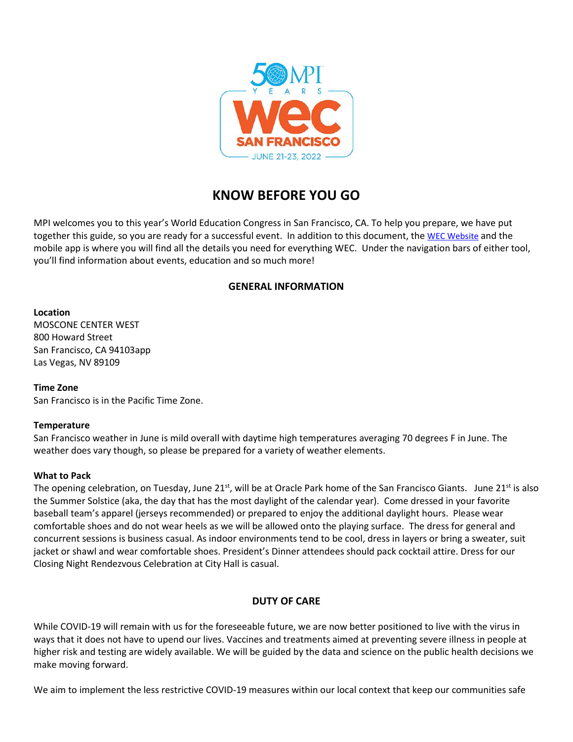# KNOW BEFORE YOU GO

MPI welcomes you to this year's World Education Congress in San Francisco, CA. To help you prepare, we have put together this guide, so you are ready for a successful event. In addition to this document, the WEC Website and the mobile app is where you will find all the details you need for everything WEC. Under the navigation bars of either tool, you'll find information about events, education and so much more!

## GENERAL INFORMATION

**Location**
MOSCONE CENTER WEST
800 Howard Street
San Francisco, CA 94103app
Las Vegas, NV 89109

**Time Zone**
San Francisco is in the Pacific Time Zone.

**Temperature**
San Francisco weather in June is mild overall with daytime high temperatures averaging 70 degrees F in June. The weather does vary though, so please be prepared for a variety of weather elements.

**What to Pack**
The opening celebration, on Tuesday, June 21st, will be at Oracle Park home of the San Francisco Giants. June 21st is also the Summer Solstice (aka, the day that has the most daylight of the calendar year). Come dressed in your favorite baseball team's apparel (jerseys recommended) or prepared to enjoy the additional daylight hours. Please wear comfortable shoes and do not wear heels as we will be allowed onto the playing surface. The dress for general and concurrent sessions is business casual. As indoor environments tend to be cool, dress in layers or bring a sweater, suit jacket or shawl and wear comfortable shoes. President's Dinner attendees should pack cocktail attire. Dress for our Closing Night Rendezvous Celebration at City Hall is casual.

## DUTY OF CARE

While COVID-19 will remain with us for the foreseeable future, we are now better positioned to live with the virus in ways that it does not have to upend our lives. Vaccines and treatments aimed at preventing severe illness in people at higher risk and testing are widely available. We will be guided by the data and science on the public health decisions we make moving forward.

We aim to implement the less restrictive COVID-19 measures within our local context that keep our communities safe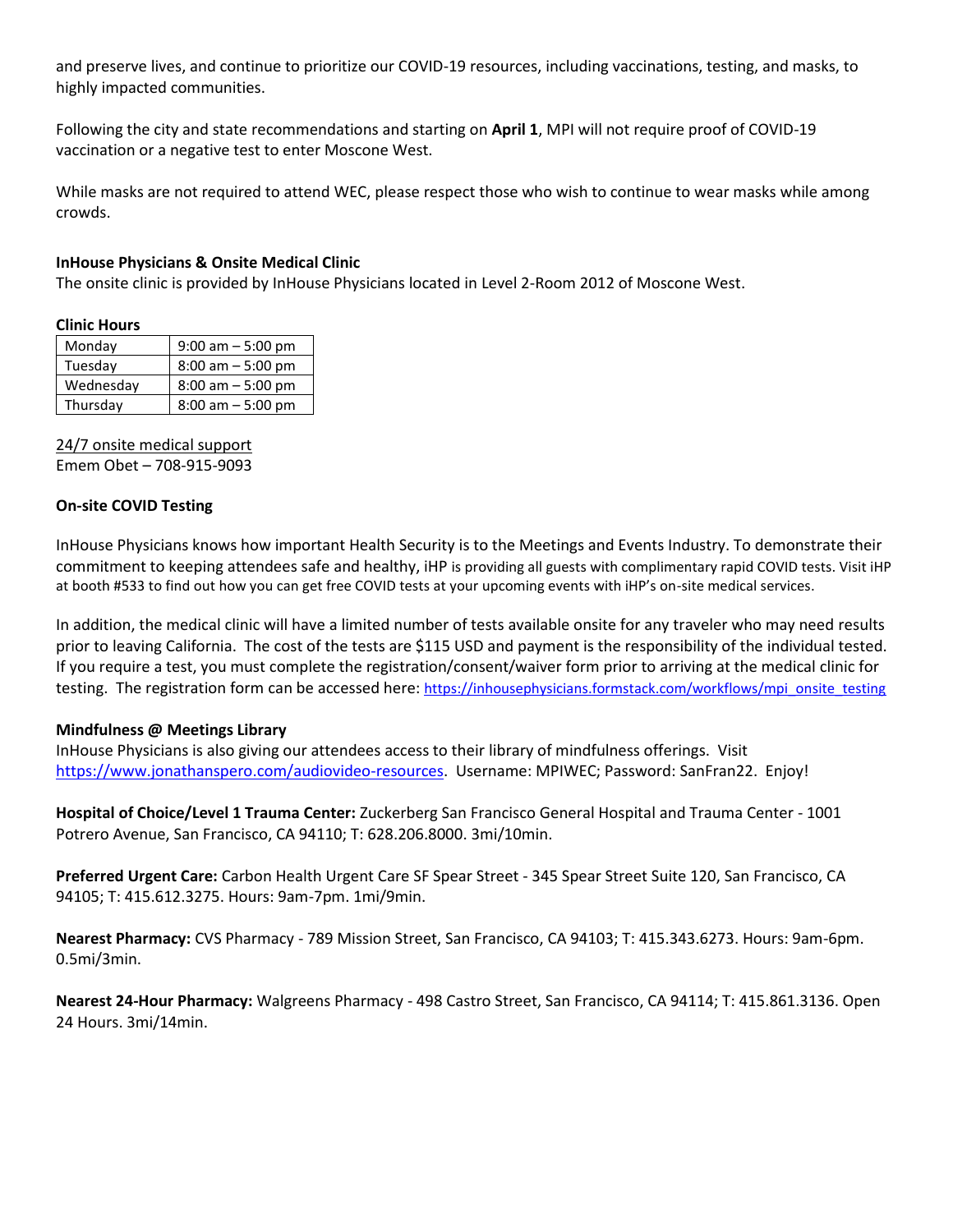and preserve lives, and continue to prioritize our COVID-19 resources, including vaccinations, testing, and masks, to highly impacted communities.

Following the city and state recommendations and starting on **April 1**, MPI will not require proof of COVID-19 vaccination or a negative test to enter Moscone West.

While masks are not required to attend WEC, please respect those who wish to continue to wear masks while among crowds.

**InHouse Physicians & Onsite Medical Clinic**
The onsite clinic is provided by InHouse Physicians located in Level 2-Room 2012 of Moscone West.

**Clinic Hours**

| Monday | 9:00 am – 5:00 pm |
|---|---|
| Tuesday | 8:00 am – 5:00 pm |
| Wednesday | 8:00 am – 5:00 pm |
| Thursday | 8:00 am – 5:00 pm |

24/7 onsite medical support
Emem Obet – 708-915-9093

**On-site COVID Testing**

InHouse Physicians knows how important Health Security is to the Meetings and Events Industry. To demonstrate their commitment to keeping attendees safe and healthy, iHP is providing all guests with complimentary rapid COVID tests. Visit iHP at booth #533 to find out how you can get free COVID tests at your upcoming events with iHP's on-site medical services.

In addition, the medical clinic will have a limited number of tests available onsite for any traveler who may need results prior to leaving California. The cost of the tests are $115 USD and payment is the responsibility of the individual tested. If you require a test, you must complete the registration/consent/waiver form prior to arriving at the medical clinic for testing. The registration form can be accessed here: https://inhousephysicians.formstack.com/workflows/mpi_onsite_testing

**Mindfulness @ Meetings Library**
InHouse Physicians is also giving our attendees access to their library of mindfulness offerings. Visit https://www.jonathanspero.com/audiovideo-resources. Username: MPIWEC; Password: SanFran22. Enjoy!

**Hospital of Choice/Level 1 Trauma Center:** Zuckerberg San Francisco General Hospital and Trauma Center - 1001 Potrero Avenue, San Francisco, CA 94110; T: 628.206.8000. 3mi/10min.

**Preferred Urgent Care:** Carbon Health Urgent Care SF Spear Street - 345 Spear Street Suite 120, San Francisco, CA 94105; T: 415.612.3275. Hours: 9am-7pm. 1mi/9min.

**Nearest Pharmacy:** CVS Pharmacy - 789 Mission Street, San Francisco, CA 94103; T: 415.343.6273. Hours: 9am-6pm. 0.5mi/3min.

**Nearest 24-Hour Pharmacy:** Walgreens Pharmacy - 498 Castro Street, San Francisco, CA 94114; T: 415.861.3136. Open 24 Hours. 3mi/14min.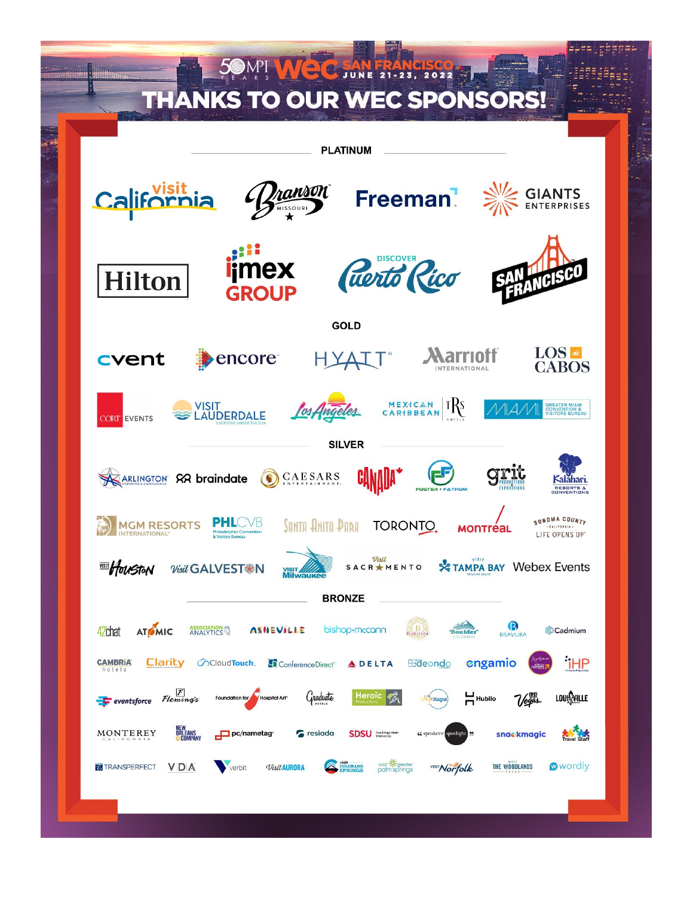50 MPI YEARS WEC SAN FRANCISCO JUNE 21-23, 2022

# THANKS TO OUR WEC SPONSORS!

## PLATINUM

- Visit California
- Branson Missouri
- Freeman
- Giants Enterprises
- Hilton
- IMEX Group
- Discover Puerto Rico
- San Francisco

## GOLD

- cvent
- encore
- HYATT
- Marriott International
- Los Cabos
- CORT Events
- Visit Lauderdale
- Los Angeles
- Mexican Caribbean TRS Hotels
- Miami Greater Miami Convention & Visitors Bureau

## SILVER

- Arlington
- braindate
- Caesars Entertainment
- Canada
- Foster + Fathom
- grit Productions Expositions
- Kalahari Resorts & Conventions
- MGM Resorts International
- PHLCVB Philadelphia Convention & Visitors Bureau
- Santa Anita Park
- Toronto
- Montréal
- Sonoma County California Life Opens Up
- Visit Houston
- Visit Galveston
- Visit Milwaukee
- Visit Sacramento
- Visit Tampa Bay
- Webex Events

## BRONZE

- 42chat
- Atomic
- Association Analytics
- Asheville
- bishop-mccann
- Boulder Colorado
- Bravura
- Cadmium
- Cambria hotels
- Clarity
- CloudTouch
- ConferenceDirect
- Delta
- Ideondo
- engamio
- iHP
- eventsforce
- Fleming's
- Foundation for Hospital Art
- Graduate Hotels
- Heroic Productions
- Hubilo
- Vegas
- Louisville
- Monterey California
- New Orleans & Company
- pc/nametag
- resiada
- SDSU San Diego State University
- speakers spotlight
- snackmagic
- Travel Staff
- TransPerfect
- VDA
- verbit
- Visit Aurora
- Visit Colorado Springs
- Visit Greater Palm Springs
- Visit Norfolk
- Visit The Woodlands Texas
- wordly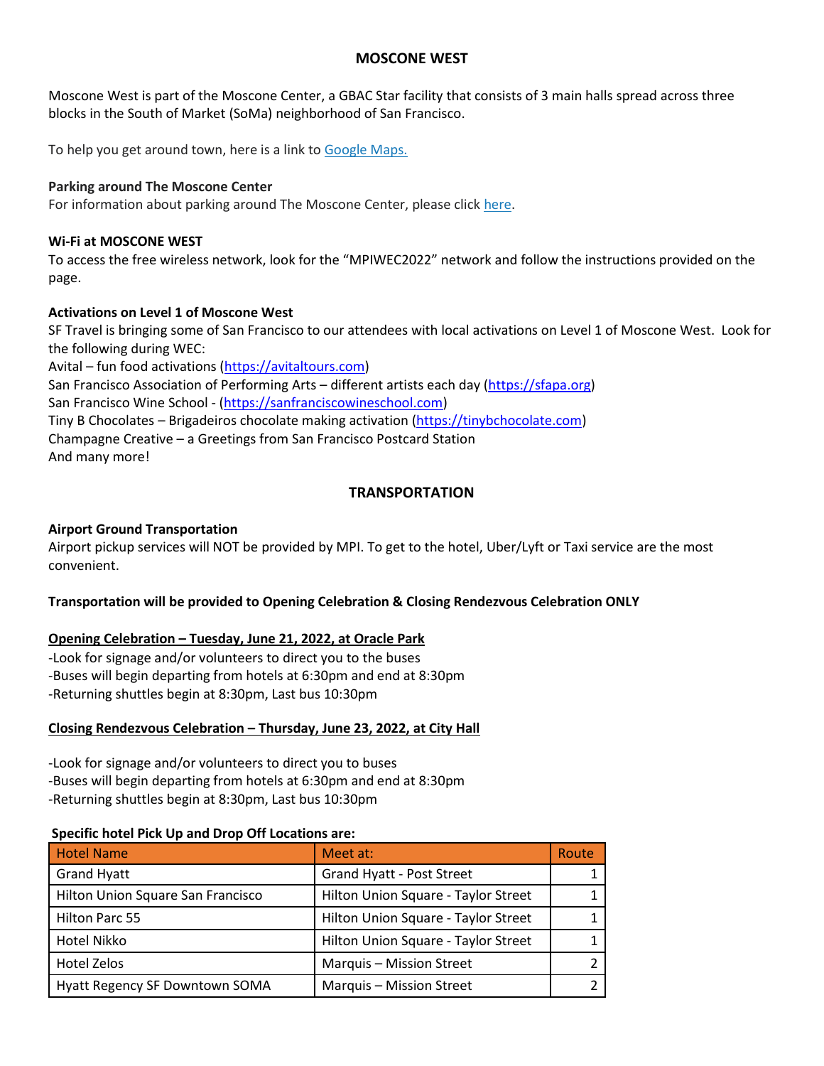## MOSCONE WEST

Moscone West is part of the Moscone Center, a GBAC Star facility that consists of 3 main halls spread across three blocks in the South of Market (SoMa) neighborhood of San Francisco.

To help you get around town, here is a link to Google Maps.

**Parking around The Moscone Center**
For information about parking around The Moscone Center, please click here.

**Wi-Fi at MOSCONE WEST**
To access the free wireless network, look for the "MPIWEC2022" network and follow the instructions provided on the page.

**Activations on Level 1 of Moscone West**
SF Travel is bringing some of San Francisco to our attendees with local activations on Level 1 of Moscone West. Look for the following during WEC:
Avital – fun food activations (https://avitaltours.com)
San Francisco Association of Performing Arts – different artists each day (https://sfapa.org)
San Francisco Wine School - (https://sanfranciscowineschool.com)
Tiny B Chocolates – Brigadeiros chocolate making activation (https://tinybchocolate.com)
Champagne Creative – a Greetings from San Francisco Postcard Station
And many more!

## TRANSPORTATION

**Airport Ground Transportation**
Airport pickup services will NOT be provided by MPI. To get to the hotel, Uber/Lyft or Taxi service are the most convenient.

**Transportation will be provided to Opening Celebration & Closing Rendezvous Celebration ONLY**

**Opening Celebration – Tuesday, June 21, 2022, at Oracle Park**
-Look for signage and/or volunteers to direct you to the buses
-Buses will begin departing from hotels at 6:30pm and end at 8:30pm
-Returning shuttles begin at 8:30pm, Last bus 10:30pm

**Closing Rendezvous Celebration – Thursday, June 23, 2022, at City Hall**

-Look for signage and/or volunteers to direct you to buses
-Buses will begin departing from hotels at 6:30pm and end at 8:30pm
-Returning shuttles begin at 8:30pm, Last bus 10:30pm

**Specific hotel Pick Up and Drop Off Locations are:**

| Hotel Name | Meet at: | Route |
|---|---|---|
| Grand Hyatt | Grand Hyatt - Post Street | 1 |
| Hilton Union Square San Francisco | Hilton Union Square - Taylor Street | 1 |
| Hilton Parc 55 | Hilton Union Square - Taylor Street | 1 |
| Hotel Nikko | Hilton Union Square - Taylor Street | 1 |
| Hotel Zelos | Marquis – Mission Street | 2 |
| Hyatt Regency SF Downtown SOMA | Marquis – Mission Street | 2 |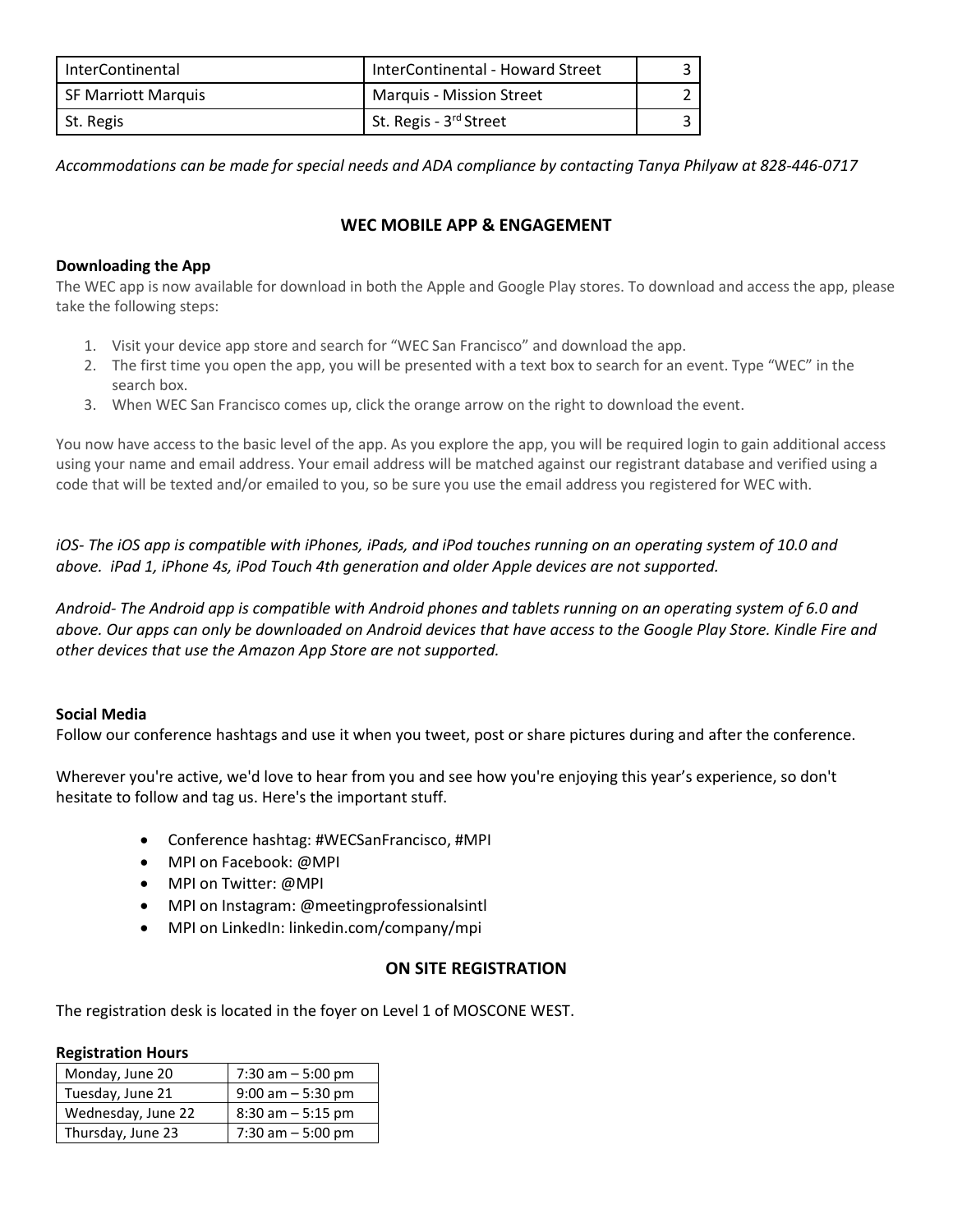| InterContinental | InterContinental - Howard Street | 3 |
|---|---|---|
| SF Marriott Marquis | Marquis - Mission Street | 2 |
| St. Regis | St. Regis - 3rd Street | 3 |

*Accommodations can be made for special needs and ADA compliance by contacting Tanya Philyaw at 828-446-0717*

## WEC MOBILE APP & ENGAGEMENT

**Downloading the App**

The WEC app is now available for download in both the Apple and Google Play stores. To download and access the app, please take the following steps:

1. Visit your device app store and search for "WEC San Francisco" and download the app.
2. The first time you open the app, you will be presented with a text box to search for an event. Type "WEC" in the search box.
3. When WEC San Francisco comes up, click the orange arrow on the right to download the event.

You now have access to the basic level of the app. As you explore the app, you will be required login to gain additional access using your name and email address. Your email address will be matched against our registrant database and verified using a code that will be texted and/or emailed to you, so be sure you use the email address you registered for WEC with.

*iOS- The iOS app is compatible with iPhones, iPads, and iPod touches running on an operating system of 10.0 and above. iPad 1, iPhone 4s, iPod Touch 4th generation and older Apple devices are not supported.*

*Android- The Android app is compatible with Android phones and tablets running on an operating system of 6.0 and above. Our apps can only be downloaded on Android devices that have access to the Google Play Store. Kindle Fire and other devices that use the Amazon App Store are not supported.*

**Social Media**

Follow our conference hashtags and use it when you tweet, post or share pictures during and after the conference.

Wherever you're active, we'd love to hear from you and see how you're enjoying this year's experience, so don't hesitate to follow and tag us. Here's the important stuff.

- Conference hashtag: #WECSanFrancisco, #MPI
- MPI on Facebook: @MPI
- MPI on Twitter: @MPI
- MPI on Instagram: @meetingprofessionalsintl
- MPI on LinkedIn: linkedin.com/company/mpi

## ON SITE REGISTRATION

The registration desk is located in the foyer on Level 1 of MOSCONE WEST.

**Registration Hours**

| Monday, June 20 | 7:30 am – 5:00 pm |
|---|---|
| Tuesday, June 21 | 9:00 am – 5:30 pm |
| Wednesday, June 22 | 8:30 am – 5:15 pm |
| Thursday, June 23 | 7:30 am – 5:00 pm |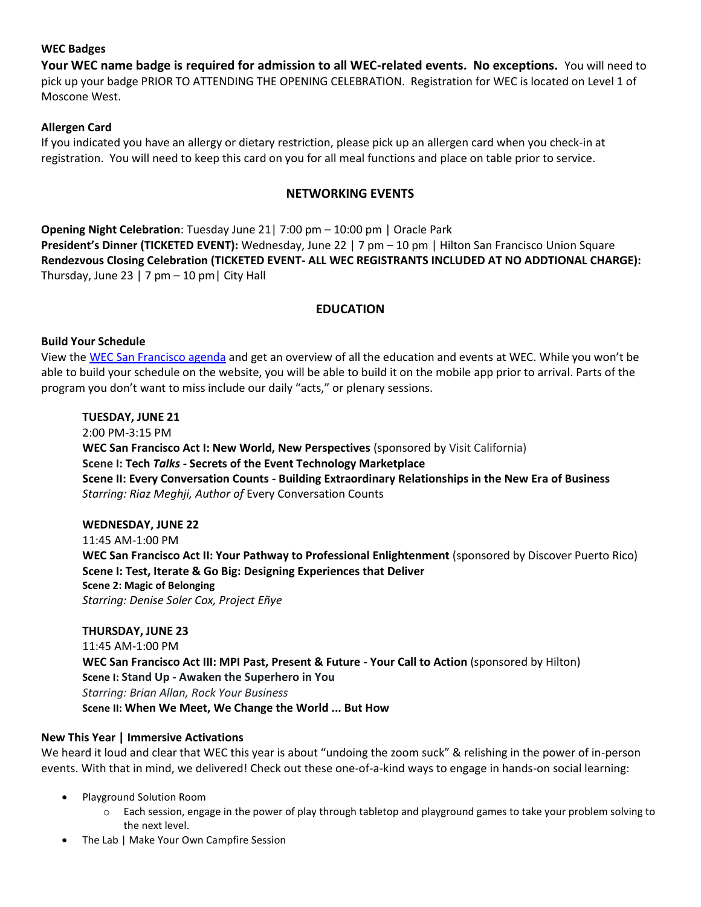**WEC Badges**

**Your WEC name badge is required for admission to all WEC-related events. No exceptions.** You will need to pick up your badge PRIOR TO ATTENDING THE OPENING CELEBRATION. Registration for WEC is located on Level 1 of Moscone West.

**Allergen Card**

If you indicated you have an allergy or dietary restriction, please pick up an allergen card when you check-in at registration. You will need to keep this card on you for all meal functions and place on table prior to service.

## NETWORKING EVENTS

**Opening Night Celebration**: Tuesday June 21| 7:00 pm – 10:00 pm | Oracle Park
**President's Dinner (TICKETED EVENT):** Wednesday, June 22 | 7 pm – 10 pm | Hilton San Francisco Union Square
**Rendezvous Closing Celebration (TICKETED EVENT- ALL WEC REGISTRANTS INCLUDED AT NO ADDTIONAL CHARGE):** Thursday, June 23 | 7 pm – 10 pm| City Hall

## EDUCATION

**Build Your Schedule**

View the [WEC San Francisco agenda]() and get an overview of all the education and events at WEC. While you won't be able to build your schedule on the website, you will be able to build it on the mobile app prior to arrival. Parts of the program you don't want to miss include our daily "acts," or plenary sessions.

**TUESDAY, JUNE 21**
2:00 PM-3:15 PM
**WEC San Francisco Act I: New World, New Perspectives** (sponsored by Visit California)
**Scene I: Tech *Talks* - Secrets of the Event Technology Marketplace**
**Scene II: Every Conversation Counts - Building Extraordinary Relationships in the New Era of Business**
*Starring: Riaz Meghji, Author of* Every Conversation Counts

**WEDNESDAY, JUNE 22**
11:45 AM-1:00 PM
**WEC San Francisco Act II: Your Pathway to Professional Enlightenment** (sponsored by Discover Puerto Rico)
**Scene I: Test, Iterate & Go Big: Designing Experiences that Deliver**
**Scene 2: Magic of Belonging**
*Starring: Denise Soler Cox, Project Enÿe*

**THURSDAY, JUNE 23**
11:45 AM-1:00 PM
**WEC San Francisco Act III: MPI Past, Present & Future - Your Call to Action** (sponsored by Hilton)
**Scene I: Stand Up - Awaken the Superhero in You**
*Starring: Brian Allan, Rock Your Business*
**Scene II: When We Meet, We Change the World ... But How**

**New This Year | Immersive Activations**

We heard it loud and clear that WEC this year is about "undoing the zoom suck" & relishing in the power of in-person events. With that in mind, we delivered! Check out these one-of-a-kind ways to engage in hands-on social learning:

- Playground Solution Room
    - Each session, engage in the power of play through tabletop and playground games to take your problem solving to the next level.
- The Lab | Make Your Own Campfire Session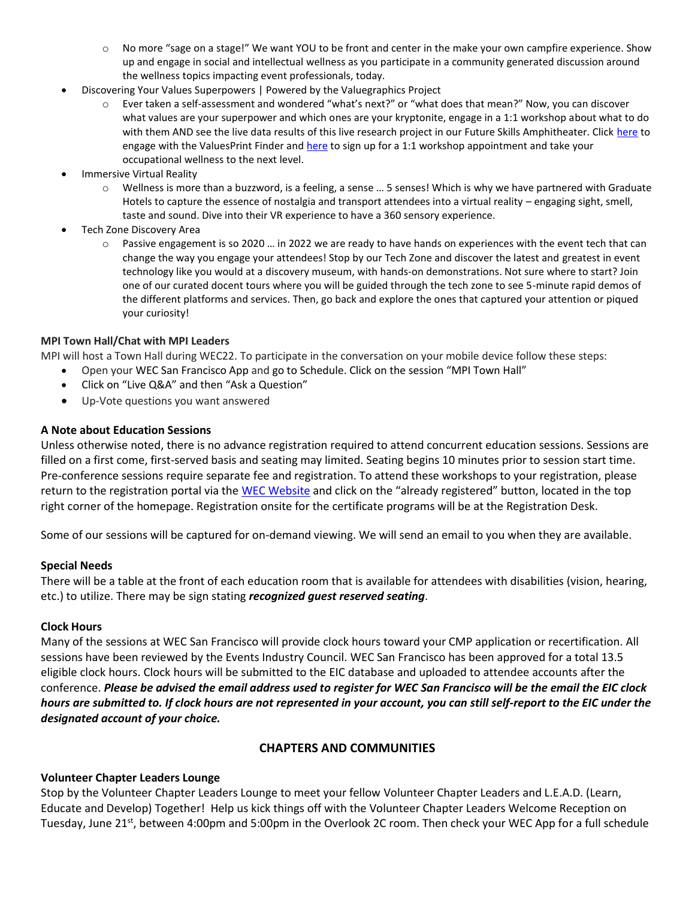- No more "sage on a stage!" We want YOU to be front and center in the make your own campfire experience. Show up and engage in social and intellectual wellness as you participate in a community generated discussion around the wellness topics impacting event professionals, today.
- Discovering Your Values Superpowers | Powered by the Valuegraphics Project
  - Ever taken a self-assessment and wondered "what's next?" or "what does that mean?" Now, you can discover what values are your superpower and which ones are your kryptonite, engage in a 1:1 workshop about what to do with them AND see the live data results of this live research project in our Future Skills Amphitheater. Click here to engage with the ValuesPrint Finder and here to sign up for a 1:1 workshop appointment and take your occupational wellness to the next level.
- Immersive Virtual Reality
  - Wellness is more than a buzzword, is a feeling, a sense … 5 senses! Which is why we have partnered with Graduate Hotels to capture the essence of nostalgia and transport attendees into a virtual reality – engaging sight, smell, taste and sound. Dive into their VR experience to have a 360 sensory experience.
- Tech Zone Discovery Area
  - Passive engagement is so 2020 … in 2022 we are ready to have hands on experiences with the event tech that can change the way you engage your attendees! Stop by our Tech Zone and discover the latest and greatest in event technology like you would at a discovery museum, with hands-on demonstrations. Not sure where to start? Join one of our curated docent tours where you will be guided through the tech zone to see 5-minute rapid demos of the different platforms and services. Then, go back and explore the ones that captured your attention or piqued your curiosity!

**MPI Town Hall/Chat with MPI Leaders**

MPI will host a Town Hall during WEC22. To participate in the conversation on your mobile device follow these steps:

- Open your WEC San Francisco App and go to Schedule. Click on the session "MPI Town Hall"
- Click on "Live Q&A" and then "Ask a Question"
- Up-Vote questions you want answered

**A Note about Education Sessions**

Unless otherwise noted, there is no advance registration required to attend concurrent education sessions. Sessions are filled on a first come, first-served basis and seating may limited. Seating begins 10 minutes prior to session start time. Pre-conference sessions require separate fee and registration. To attend these workshops to your registration, please return to the registration portal via the WEC Website and click on the "already registered" button, located in the top right corner of the homepage. Registration onsite for the certificate programs will be at the Registration Desk.

Some of our sessions will be captured for on-demand viewing. We will send an email to you when they are available.

**Special Needs**

There will be a table at the front of each education room that is available for attendees with disabilities (vision, hearing, etc.) to utilize. There may be sign stating ***recognized guest reserved seating***.

**Clock Hours**

Many of the sessions at WEC San Francisco will provide clock hours toward your CMP application or recertification. All sessions have been reviewed by the Events Industry Council. WEC San Francisco has been approved for a total 13.5 eligible clock hours. Clock hours will be submitted to the EIC database and uploaded to attendee accounts after the conference. ***Please be advised the email address used to register for WEC San Francisco will be the email the EIC clock hours are submitted to. If clock hours are not represented in your account, you can still self-report to the EIC under the designated account of your choice.***

## CHAPTERS AND COMMUNITIES

**Volunteer Chapter Leaders Lounge**

Stop by the Volunteer Chapter Leaders Lounge to meet your fellow Volunteer Chapter Leaders and L.E.A.D. (Learn, Educate and Develop) Together! Help us kick things off with the Volunteer Chapter Leaders Welcome Reception on Tuesday, June 21st, between 4:00pm and 5:00pm in the Overlook 2C room. Then check your WEC App for a full schedule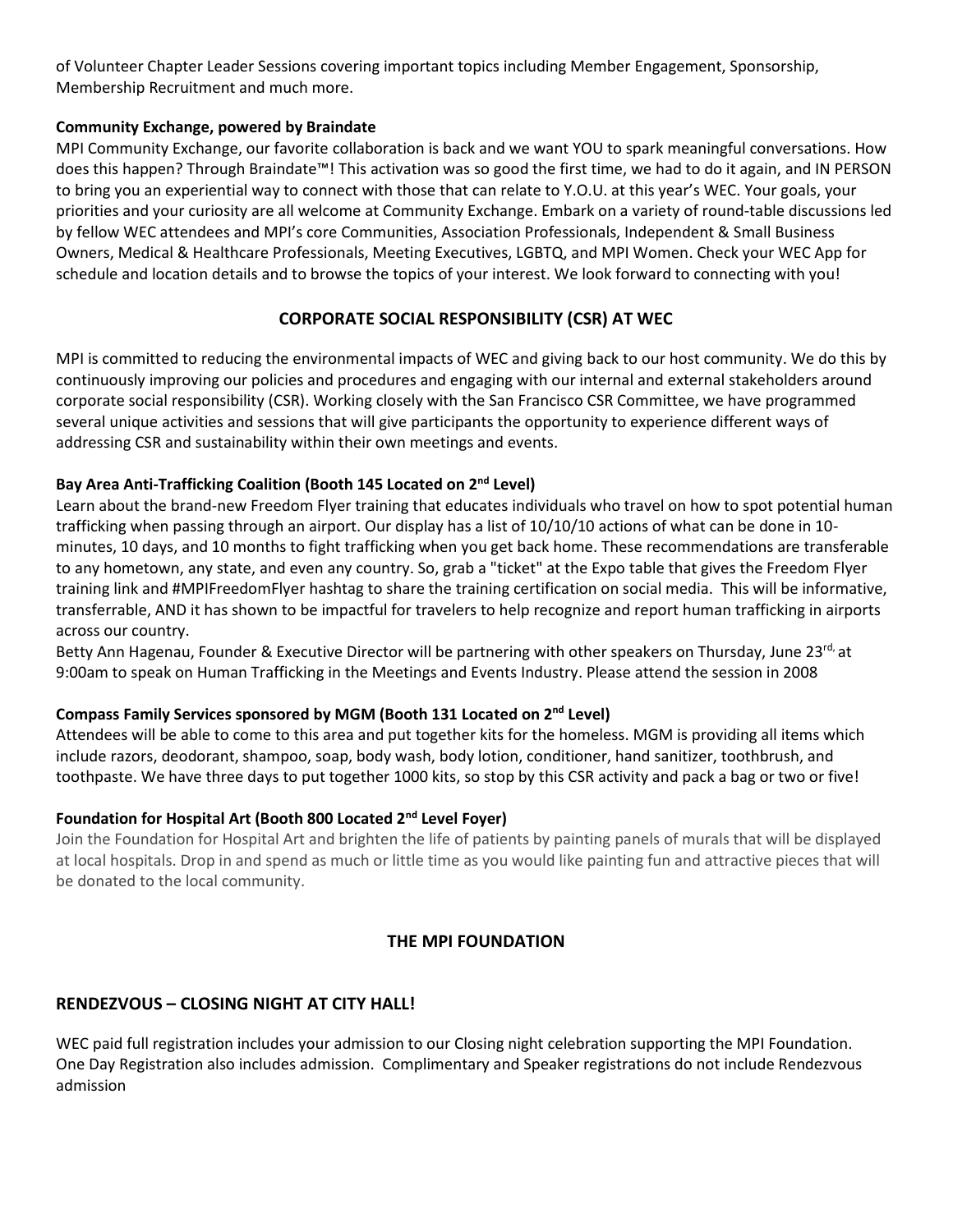of Volunteer Chapter Leader Sessions covering important topics including Member Engagement, Sponsorship, Membership Recruitment and much more.

**Community Exchange, powered by Braindate**

MPI Community Exchange, our favorite collaboration is back and we want YOU to spark meaningful conversations. How does this happen? Through Braindate™! This activation was so good the first time, we had to do it again, and IN PERSON to bring you an experiential way to connect with those that can relate to Y.O.U. at this year's WEC. Your goals, your priorities and your curiosity are all welcome at Community Exchange. Embark on a variety of round-table discussions led by fellow WEC attendees and MPI's core Communities, Association Professionals, Independent & Small Business Owners, Medical & Healthcare Professionals, Meeting Executives, LGBTQ, and MPI Women. Check your WEC App for schedule and location details and to browse the topics of your interest. We look forward to connecting with you!

## CORPORATE SOCIAL RESPONSIBILITY (CSR) AT WEC

MPI is committed to reducing the environmental impacts of WEC and giving back to our host community. We do this by continuously improving our policies and procedures and engaging with our internal and external stakeholders around corporate social responsibility (CSR). Working closely with the San Francisco CSR Committee, we have programmed several unique activities and sessions that will give participants the opportunity to experience different ways of addressing CSR and sustainability within their own meetings and events.

**Bay Area Anti-Trafficking Coalition (Booth 145 Located on 2nd Level)**

Learn about the brand-new Freedom Flyer training that educates individuals who travel on how to spot potential human trafficking when passing through an airport. Our display has a list of 10/10/10 actions of what can be done in 10-minutes, 10 days, and 10 months to fight trafficking when you get back home. These recommendations are transferable to any hometown, any state, and even any country. So, grab a "ticket" at the Expo table that gives the Freedom Flyer training link and #MPIFreedomFlyer hashtag to share the training certification on social media. This will be informative, transferrable, AND it has shown to be impactful for travelers to help recognize and report human trafficking in airports across our country.

Betty Ann Hagenau, Founder & Executive Director will be partnering with other speakers on Thursday, June 23rd, at 9:00am to speak on Human Trafficking in the Meetings and Events Industry. Please attend the session in 2008

**Compass Family Services sponsored by MGM (Booth 131 Located on 2nd Level)**

Attendees will be able to come to this area and put together kits for the homeless. MGM is providing all items which include razors, deodorant, shampoo, soap, body wash, body lotion, conditioner, hand sanitizer, toothbrush, and toothpaste. We have three days to put together 1000 kits, so stop by this CSR activity and pack a bag or two or five!

**Foundation for Hospital Art (Booth 800 Located 2nd Level Foyer)**

Join the Foundation for Hospital Art and brighten the life of patients by painting panels of murals that will be displayed at local hospitals. Drop in and spend as much or little time as you would like painting fun and attractive pieces that will be donated to the local community.

## THE MPI FOUNDATION

## RENDEZVOUS – CLOSING NIGHT AT CITY HALL!

WEC paid full registration includes your admission to our Closing night celebration supporting the MPI Foundation. One Day Registration also includes admission. Complimentary and Speaker registrations do not include Rendezvous admission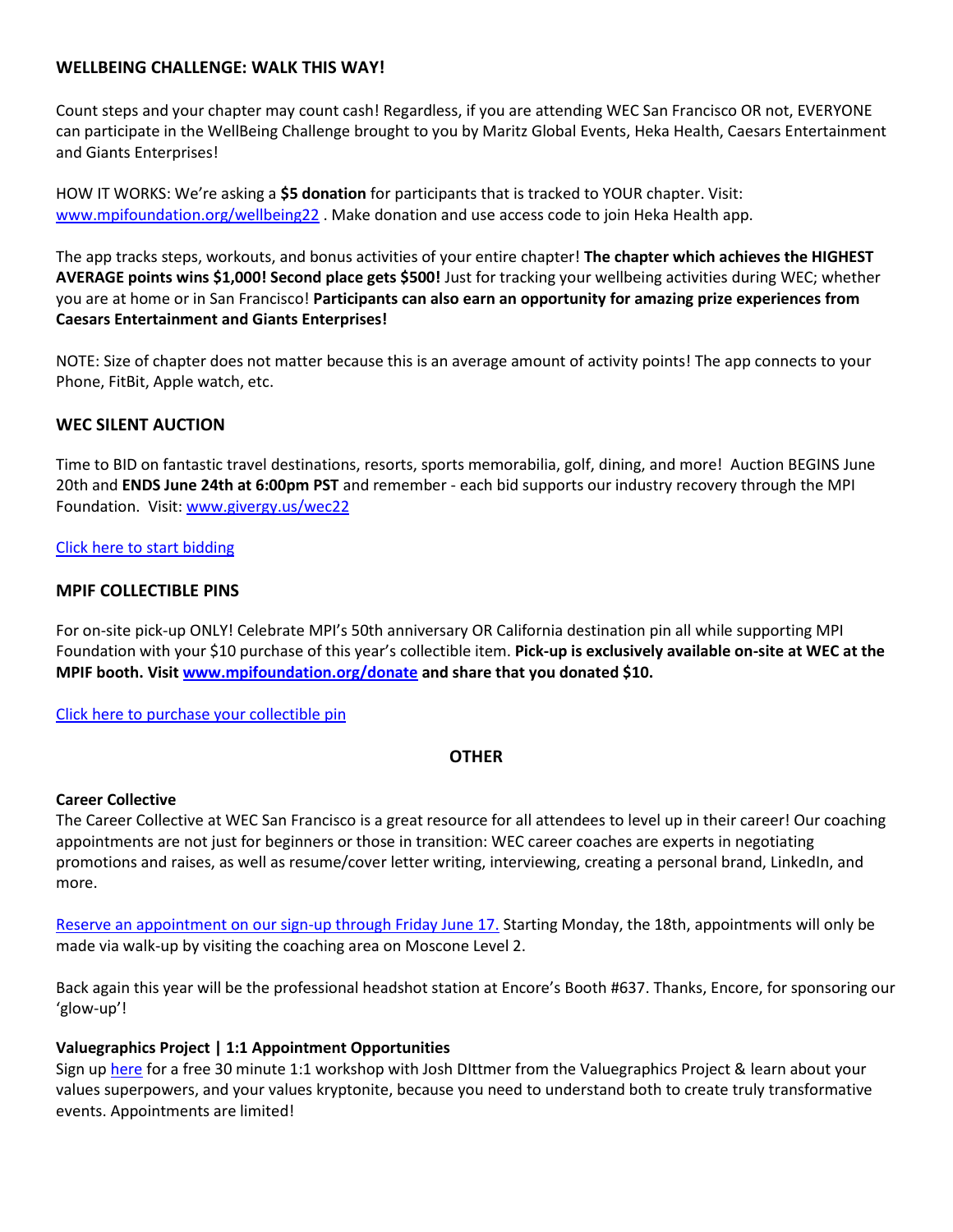## WELLBEING CHALLENGE: WALK THIS WAY!

Count steps and your chapter may count cash! Regardless, if you are attending WEC San Francisco OR not, EVERYONE can participate in the WellBeing Challenge brought to you by Maritz Global Events, Heka Health, Caesars Entertainment and Giants Enterprises!

HOW IT WORKS: We're asking a **$5 donation** for participants that is tracked to YOUR chapter. Visit: [www.mpifoundation.org/wellbeing22](www.mpifoundation.org/wellbeing22) . Make donation and use access code to join Heka Health app.

The app tracks steps, workouts, and bonus activities of your entire chapter! **The chapter which achieves the HIGHEST AVERAGE points wins $1,000! Second place gets $500!** Just for tracking your wellbeing activities during WEC; whether you are at home or in San Francisco! **Participants can also earn an opportunity for amazing prize experiences from Caesars Entertainment and Giants Enterprises!**

NOTE: Size of chapter does not matter because this is an average amount of activity points! The app connects to your Phone, FitBit, Apple watch, etc.

## WEC SILENT AUCTION

Time to BID on fantastic travel destinations, resorts, sports memorabilia, golf, dining, and more! Auction BEGINS June 20th and **ENDS June 24th at 6:00pm PST** and remember - each bid supports our industry recovery through the MPI Foundation. Visit: [www.givergy.us/wec22](www.givergy.us/wec22)

Click here to start bidding

## MPIF COLLECTIBLE PINS

For on-site pick-up ONLY! Celebrate MPI's 50th anniversary OR California destination pin all while supporting MPI Foundation with your $10 purchase of this year's collectible item. **Pick-up is exclusively available on-site at WEC at the MPIF booth. Visit [www.mpifoundation.org/donate](www.mpifoundation.org/donate) and share that you donated $10.**

Click here to purchase your collectible pin

## OTHER

**Career Collective**

The Career Collective at WEC San Francisco is a great resource for all attendees to level up in their career! Our coaching appointments are not just for beginners or those in transition: WEC career coaches are experts in negotiating promotions and raises, as well as resume/cover letter writing, interviewing, creating a personal brand, LinkedIn, and more.

Reserve an appointment on our sign-up through Friday June 17. Starting Monday, the 18th, appointments will only be made via walk-up by visiting the coaching area on Moscone Level 2.

Back again this year will be the professional headshot station at Encore's Booth #637. Thanks, Encore, for sponsoring our 'glow-up'!

**Valuegraphics Project | 1:1 Appointment Opportunities**

Sign up here for a free 30 minute 1:1 workshop with Josh DIttmer from the Valuegraphics Project & learn about your values superpowers, and your values kryptonite, because you need to understand both to create truly transformative events. Appointments are limited!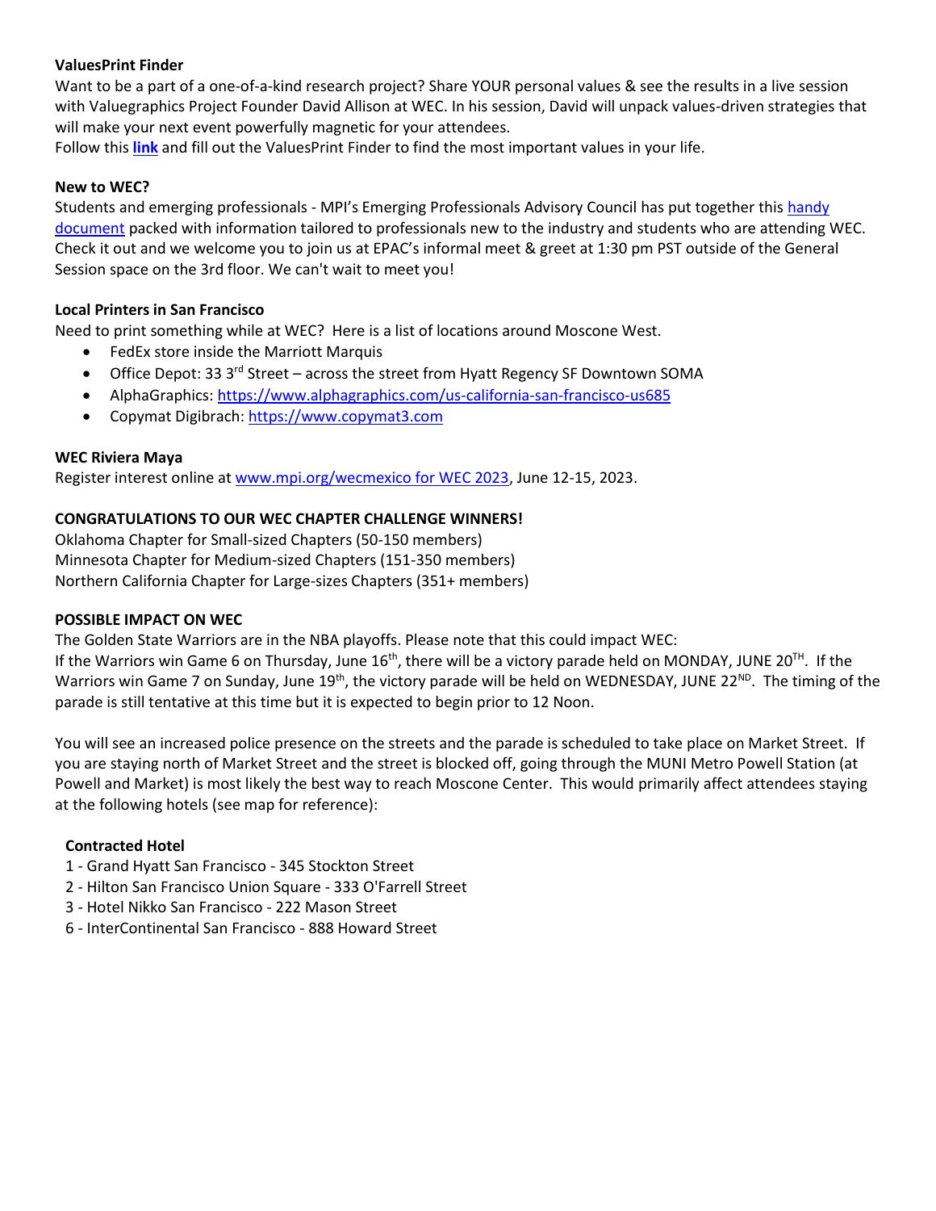**ValuesPrint Finder**

Want to be a part of a one-of-a-kind research project? Share YOUR personal values & see the results in a live session with Valuegraphics Project Founder David Allison at WEC. In his session, David will unpack values-driven strategies that will make your next event powerfully magnetic for your attendees.

Follow this **link** and fill out the ValuesPrint Finder to find the most important values in your life.

**New to WEC?**

Students and emerging professionals - MPI's Emerging Professionals Advisory Council has put together this handy document packed with information tailored to professionals new to the industry and students who are attending WEC. Check it out and we welcome you to join us at EPAC's informal meet & greet at 1:30 pm PST outside of the General Session space on the 3rd floor. We can't wait to meet you!

**Local Printers in San Francisco**

Need to print something while at WEC? Here is a list of locations around Moscone West.

- FedEx store inside the Marriott Marquis
- Office Depot: 33 3rd Street – across the street from Hyatt Regency SF Downtown SOMA
- AlphaGraphics: https://www.alphagraphics.com/us-california-san-francisco-us685
- Copymat Digibrach: https://www.copymat3.com

**WEC Riviera Maya**

Register interest online at www.mpi.org/wecmexico for WEC 2023, June 12-15, 2023.

**CONGRATULATIONS TO OUR WEC CHAPTER CHALLENGE WINNERS!**

Oklahoma Chapter for Small-sized Chapters (50-150 members)
Minnesota Chapter for Medium-sized Chapters (151-350 members)
Northern California Chapter for Large-sizes Chapters (351+ members)

**POSSIBLE IMPACT ON WEC**

The Golden State Warriors are in the NBA playoffs. Please note that this could impact WEC:
If the Warriors win Game 6 on Thursday, June 16th, there will be a victory parade held on MONDAY, JUNE 20TH. If the Warriors win Game 7 on Sunday, June 19th, the victory parade will be held on WEDNESDAY, JUNE 22ND. The timing of the parade is still tentative at this time but it is expected to begin prior to 12 Noon.

You will see an increased police presence on the streets and the parade is scheduled to take place on Market Street. If you are staying north of Market Street and the street is blocked off, going through the MUNI Metro Powell Station (at Powell and Market) is most likely the best way to reach Moscone Center. This would primarily affect attendees staying at the following hotels (see map for reference):

**Contracted Hotel**

1 - Grand Hyatt San Francisco - 345 Stockton Street
2 - Hilton San Francisco Union Square - 333 O'Farrell Street
3 - Hotel Nikko San Francisco - 222 Mason Street
6 - InterContinental San Francisco - 888 Howard Street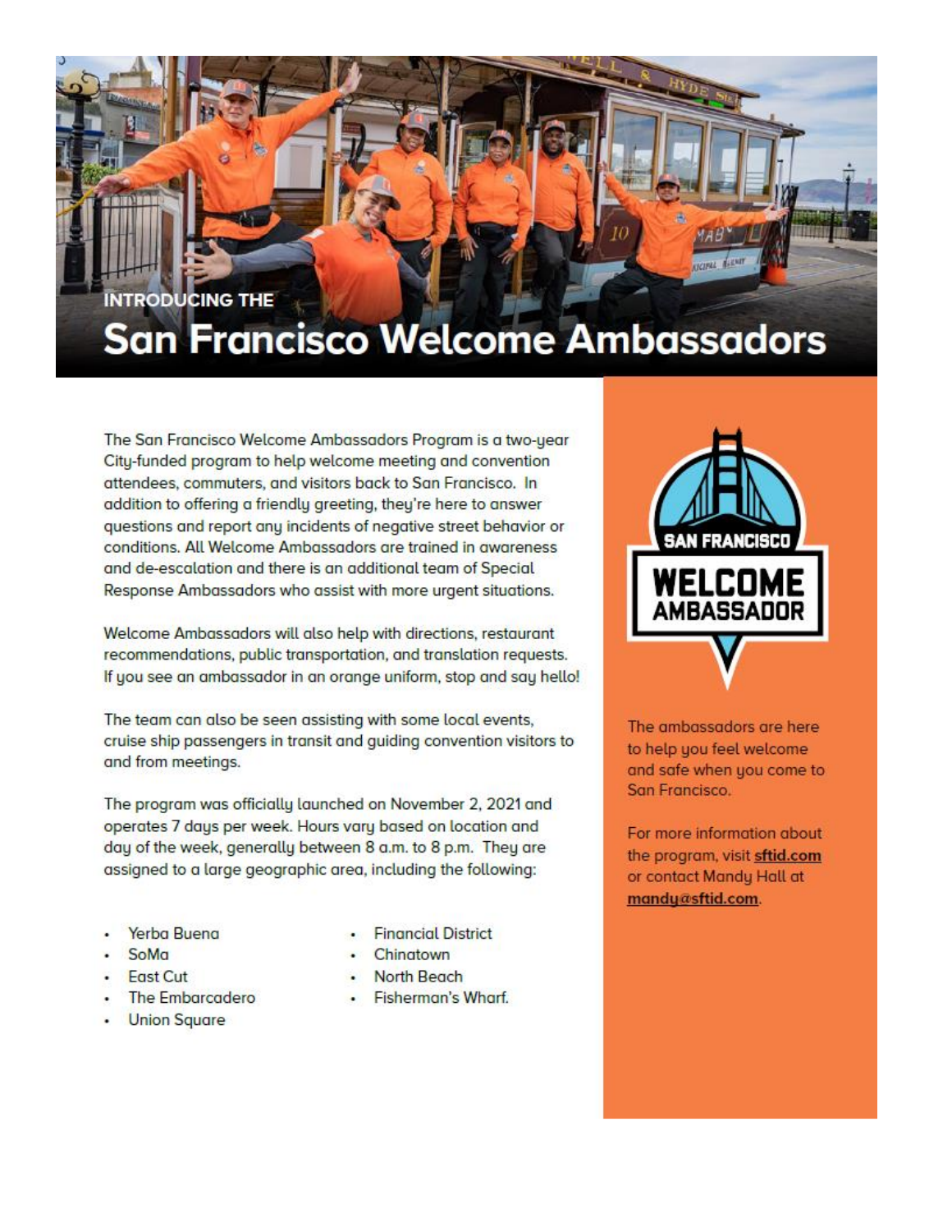INTRODUCING THE

# San Francisco Welcome Ambassadors

The San Francisco Welcome Ambassadors Program is a two-year City-funded program to help welcome meeting and convention attendees, commuters, and visitors back to San Francisco. In addition to offering a friendly greeting, they're here to answer questions and report any incidents of negative street behavior or conditions. All Welcome Ambassadors are trained in awareness and de-escalation and there is an additional team of Special Response Ambassadors who assist with more urgent situations.

Welcome Ambassadors will also help with directions, restaurant recommendations, public transportation, and translation requests. If you see an ambassador in an orange uniform, stop and say hello!

The team can also be seen assisting with some local events, cruise ship passengers in transit and guiding convention visitors to and from meetings.

The program was officially launched on November 2, 2021 and operates 7 days per week. Hours vary based on location and day of the week, generally between 8 a.m. to 8 p.m. They are assigned to a large geographic area, including the following:

- Yerba Buena
- SoMa
- East Cut
- The Embarcadero
- Union Square
- Financial District
- Chinatown
- North Beach
- Fisherman's Wharf.

SAN FRANCISCO
WELCOME AMBASSADOR

The ambassadors are here to help you feel welcome and safe when you come to San Francisco.

For more information about the program, visit **sftid.com** or contact Mandy Hall at **mandy@sftid.com**.